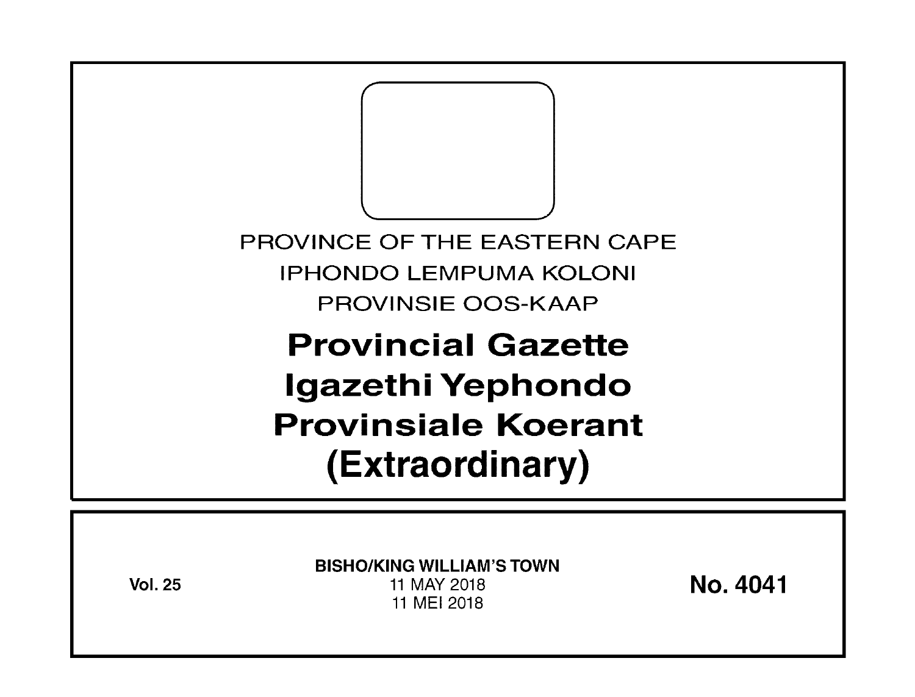PROVINCE OF THE EASTERN CAPE

IPHONDO LEMPUMA KOLONI

PROVINSIE OOS-KAAP

# Provincial Gazette
# Igazethi Yephondo
# Provinsiale Koerant
# (Extraordinary)

**Vol. 25**

**BISHO/KING WILLIAM'S TOWN**

11 MAY 2018

11 MEI 2018

**No. 4041**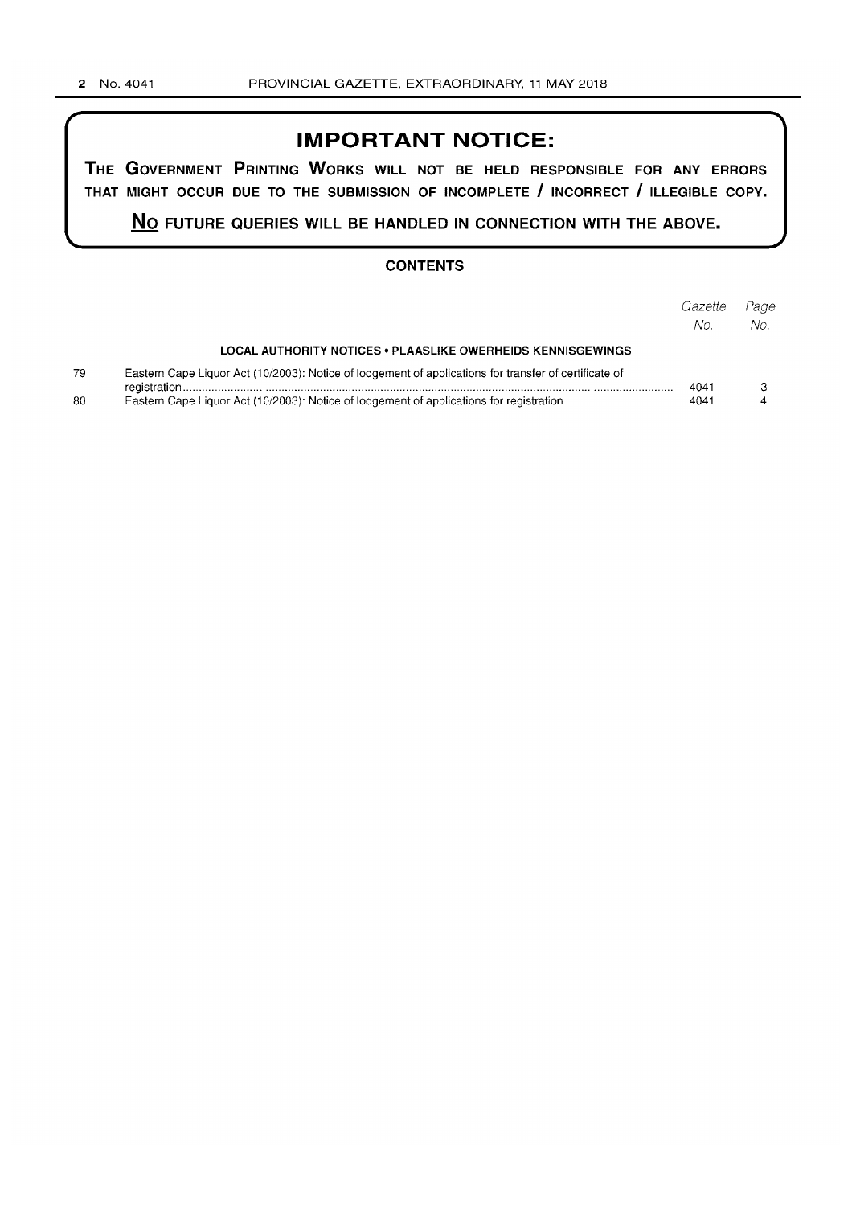# IMPORTANT NOTICE:

**THE GOVERNMENT PRINTING WORKS WILL NOT BE HELD RESPONSIBLE FOR ANY ERRORS THAT MIGHT OCCUR DUE TO THE SUBMISSION OF INCOMPLETE / INCORRECT / ILLEGIBLE COPY.**

**NO FUTURE QUERIES WILL BE HANDLED IN CONNECTION WITH THE ABOVE.**

## CONTENTS

| | | *Gazette No.* | *Page No.* |
|---|---|---|---|
| | **LOCAL AUTHORITY NOTICES • PLAASLIKE OWERHEIDS KENNISGEWINGS** | | |
| 79 | Eastern Cape Liquor Act (10/2003): Notice of lodgement of applications for transfer of certificate of registration | 4041 | 3 |
| 80 | Eastern Cape Liquor Act (10/2003): Notice of lodgement of applications for registration | 4041 | 4 |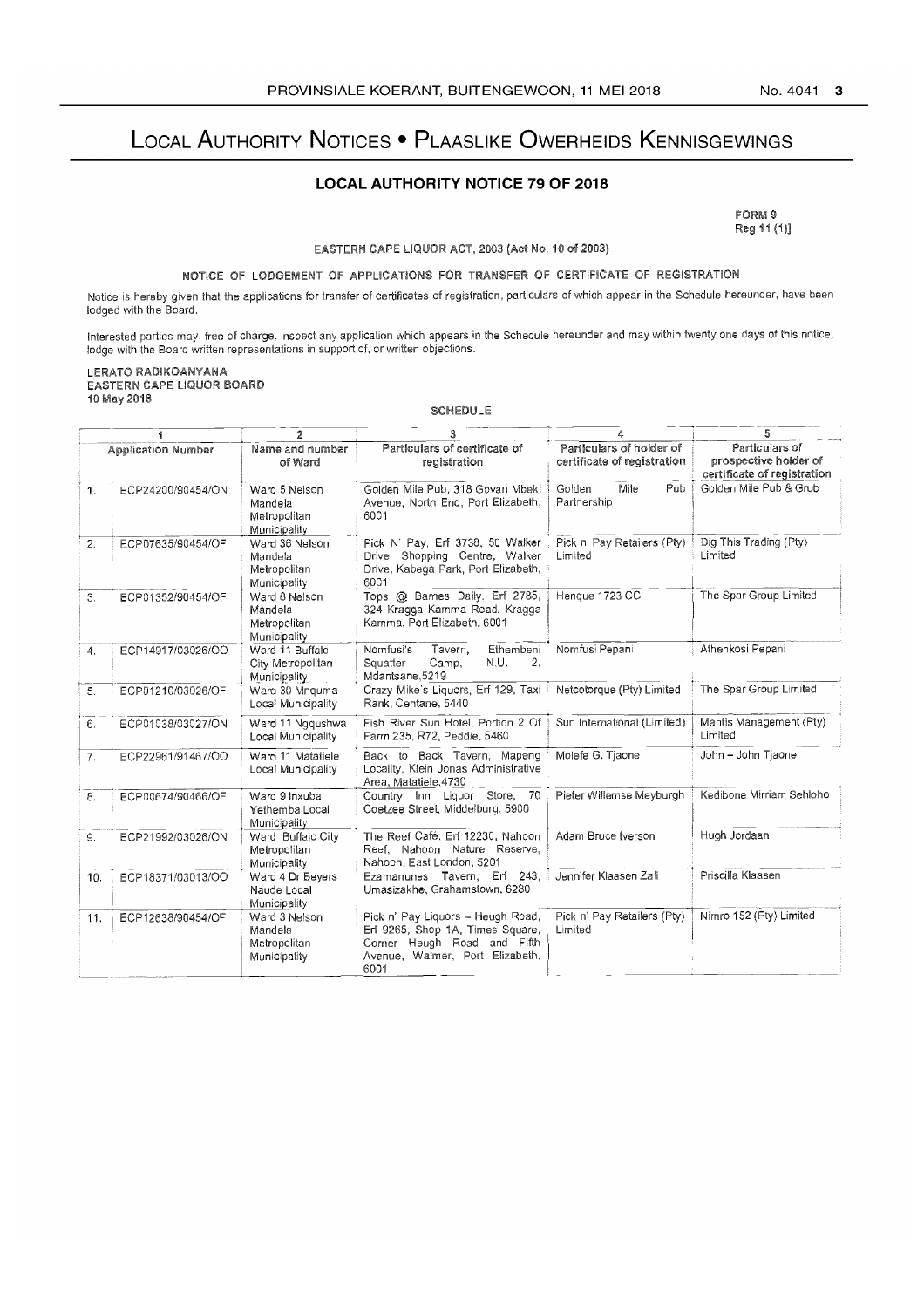# Local Authority Notices • Plaaslike Owerheids Kennisgewings

## LOCAL AUTHORITY NOTICE 79 OF 2018

FORM 9
Reg 11 (1)]

EASTERN CAPE LIQUOR ACT, 2003 (Act No. 10 of 2003)

NOTICE OF LODGEMENT OF APPLICATIONS FOR TRANSFER OF CERTIFICATE OF REGISTRATION

Notice is hereby given that the applications for transfer of certificates of registration, particulars of which appear in the Schedule hereunder, have been lodged with the Board.

Interested parties may, free of charge, inspect any application which appears in the Schedule hereunder and may within twenty one days of this notice, lodge with the Board written representations in support of, or written objections.

LERATO RADIKOANYANA
EASTERN CAPE LIQUOR BOARD
10 May 2018

SCHEDULE

| | 1 | 2 | 3 | 4 | 5 |
|---|---|---|---|---|---|
| | Application Number | Name and number of Ward | Particulars of certificate of registration | Particulars of holder of certificate of registration | Particulars of prospective holder of certificate of registration |
| 1. | ECP24200/90454/ON | Ward 5 Nelson Mandela Metropolitan Municipality | Golden Mile Pub, 318 Govan Mbeki Avenue, North End, Port Elizabeth, 6001 | Golden Mile Pub Partnership | Golden Mile Pub & Grub |
| 2. | ECP07635/90454/OF | Ward 36 Nelson Mandela Metropolitan Municipality | Pick N' Pay, Erf 3738, 50 Walker Drive Shopping Centre, Walker Drive, Kabega Park, Port Elizabeth, 6001 | Pick n' Pay Retailers (Pty) Limited | Dig This Trading (Pty) Limited |
| 3. | ECP01352/90454/OF | Ward 8 Nelson Mandela Metropolitan Municipality | Tops @ Barnes Daily, Erf 2785, 324 Kragga Kamma Road, Kragga Kamma, Port Elizabeth, 6001 | Henque 1723 CC | The Spar Group Limited |
| 4. | ECP14917/03026/OO | Ward 11 Buffalo City Metropolitan Municipality | Nomfusi's Tavern, Ethembeni Squatter Camp, N.U. 2, Mdantsane,5219 | Nomfusi Pepani | Athenkosi Pepani |
| 5. | ECP01210/03026/OF | Ward 30 Mnquma Local Municipality | Crazy Mike's Liquors, Erf 129, Taxi Rank, Centane, 5440 | Netcotorque (Pty) Limited | The Spar Group Limited |
| 6. | ECP01038/03027/ON | Ward 11 Ngqushwa Local Municipality | Fish River Sun Hotel, Portion 2 Of Farm 235, R72, Peddie, 5460 | Sun International (Limited) | Mantis Management (Pty) Limited |
| 7. | ECP22961/91467/OO | Ward 11 Matatiele Local Municipality | Back to Back Tavern, Mapeng Locality, Klein Jonas Administrative Area, Matatiele,4730 | Molefe G. Tjaone | John – John Tjaone |
| 8. | ECP00674/90466/OF | Ward 9 Inxuba Yethemba Local Municipality | Country Inn Liquor Store, 70 Coetzee Street, Middelburg, 5900 | Pieter Willemse Meyburgh | Kedibone Mirriam Sehloho |
| 9. | ECP21992/03026/ON | Ward Buffalo City Metropolitan Municipality | The Reef Café, Erf 12230, Nahoon Reef, Nahoon Nature Reserve, Nahoon, East London, 5201 | Adam Bruce Iverson | Hugh Jordaan |
| 10. | ECP18371/03013/OO | Ward 4 Dr Beyers Naude Local Municipality | Ezamanunes Tavern, Erf 243, Umasizakhe, Grahamstown, 6280 | Jennifer Klaasen Zali | Priscilla Klaasen |
| 11. | ECP12638/90454/OF | Ward 3 Nelson Mandela Metropolitan Municipality | Pick n' Pay Liquors – Heugh Road, Erf 9265, Shop 1A, Times Square, Corner Heugh Road and Fifth Avenue, Walmer, Port Elizabeth, 6001 | Pick n' Pay Retailers (Pty) Limited | Nimro 152 (Pty) Limited |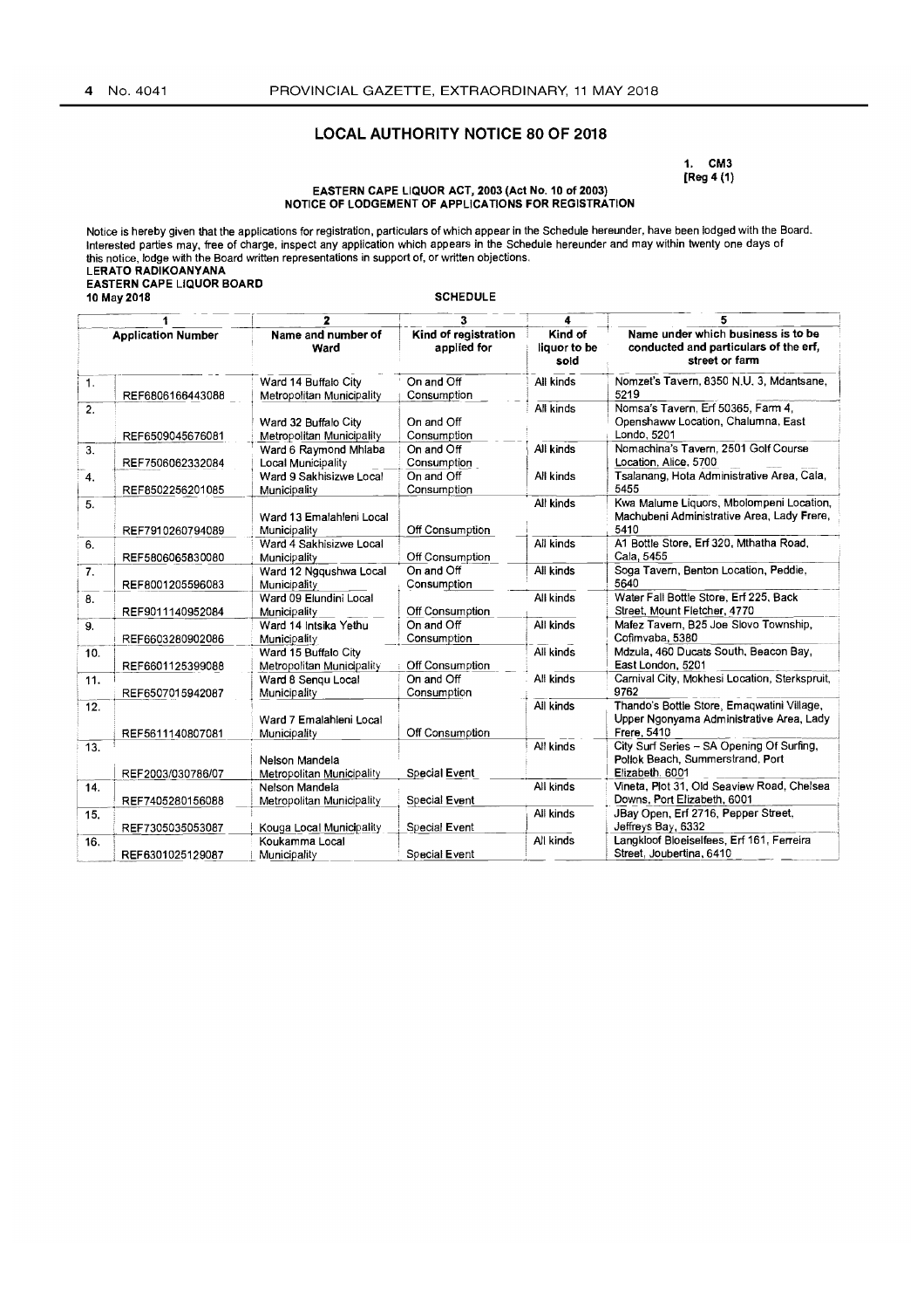## LOCAL AUTHORITY NOTICE 80 OF 2018

1. CM3
[Reg 4 (1)

**EASTERN CAPE LIQUOR ACT, 2003 (Act No. 10 of 2003)**
**NOTICE OF LODGEMENT OF APPLICATIONS FOR REGISTRATION**

Notice is hereby given that the applications for registration, particulars of which appear in the Schedule hereunder, have been lodged with the Board. Interested parties may, free of charge, inspect any application which appears in the Schedule hereunder and may within twenty one days of this notice, lodge with the Board written representations in support of, or written objections.

**LERATO RADIKOANYANA**
**EASTERN CAPE LIQUOR BOARD**
**10 May 2018**

**SCHEDULE**

| 1 | | 2 | 3 | 4 | 5 |
|---|---|---|---|---|---|
| **Application Number** | | **Name and number of Ward** | **Kind of registration applied for** | **Kind of liquor to be sold** | **Name under which business is to be conducted and particulars of the erf, street or farm** |
| 1. | REF6806166443088 | Ward 14 Buffalo City Metropolitan Municipality | On and Off Consumption | All kinds | Nomzet's Tavern, 8350 N.U. 3, Mdantsane, 5219 |
| 2. | REF6509045676081 | Ward 32 Buffalo City Metropolitan Municipality | On and Off Consumption | All kinds | Nomsa's Tavern, Erf 50365, Farm 4, Openshaww Location, Chalumna, East Londo, 5201 |
| 3. | REF7506062332084 | Ward 6 Raymond Mhlaba Local Municipality | On and Off Consumption | All kinds | Nomachina's Tavern, 2501 Golf Course Location, Alice, 5700 |
| 4. | REF8502256201085 | Ward 9 Sakhisizwe Local Municipality | On and Off Consumption | All kinds | Tsalanang, Hota Administrative Area, Cala, 5455 |
| 5. | REF7910260794089 | Ward 13 Emalahleni Local Municipality | Off Consumption | All kinds | Kwa Malume Liquors, Mbolompeni Location, Machubeni Administrative Area, Lady Frere, 5410 |
| 6. | REF5806065830080 | Ward 4 Sakhisizwe Local Municipality | Off Consumption | All kinds | A1 Bottle Store, Erf 320, Mthatha Road, Cala, 5455 |
| 7. | REF8001205596083 | Ward 12 Ngqushwa Local Municipality | On and Off Consumption | All kinds | Soga Tavern, Benton Location, Peddie, 5640 |
| 8. | REF9011140952084 | Ward 09 Elundini Local Municipality | Off Consumption | All kinds | Water Fall Bottle Store, Erf 225, Back Street, Mount Fletcher, 4770 |
| 9. | REF6603260902086 | Ward 14 Intsika Yethu Municipality | On and Off Consumption | All kinds | Mafez Tavern, B25 Joe Slovo Township, Cofimvaba, 5380 |
| 10. | REF6601125399088 | Ward 15 Buffalo City Metropolitan Municipality | Off Consumption | All kinds | Mdzula, 460 Ducats South, Beacon Bay, East London, 5201 |
| 11. | REF6507015942087 | Ward 8 Senqu Local Municipality | On and Off Consumption | All kinds | Carnival City, Mokhesi Location, Sterkspruit, 9762 |
| 12. | REF5611140807081 | Ward 7 Emalahleni Local Municipality | Off Consumption | All kinds | Thando's Bottle Store, Emaqwatini Village, Upper Ngonyama Administrative Area, Lady Frere, 5410 |
| 13. | REF2003/030786/07 | Nelson Mandela Metropolitan Municipality | Special Event | All kinds | City Surf Series – SA Opening Of Surfing, Pollok Beach, Summerstrand, Port Elizabeth, 6001 |
| 14. | REF7405280156088 | Nelson Mandela Metropolitan Municipality | Special Event | All kinds | Vineta, Plot 31, Old Seaview Road, Chelsea Downs, Port Elizabeth, 6001 |
| 15. | REF7305035053087 | Kouga Local Municipality | Special Event | All kinds | JBay Open, Erf 2716, Pepper Street, Jeffreys Bay, 6332 |
| 16. | REF6301025129087 | Koukamma Local Municipality | Special Event | All kinds | Langkloof Bloeiselfees, Erf 161, Ferreira Street, Joubertina, 6410 |